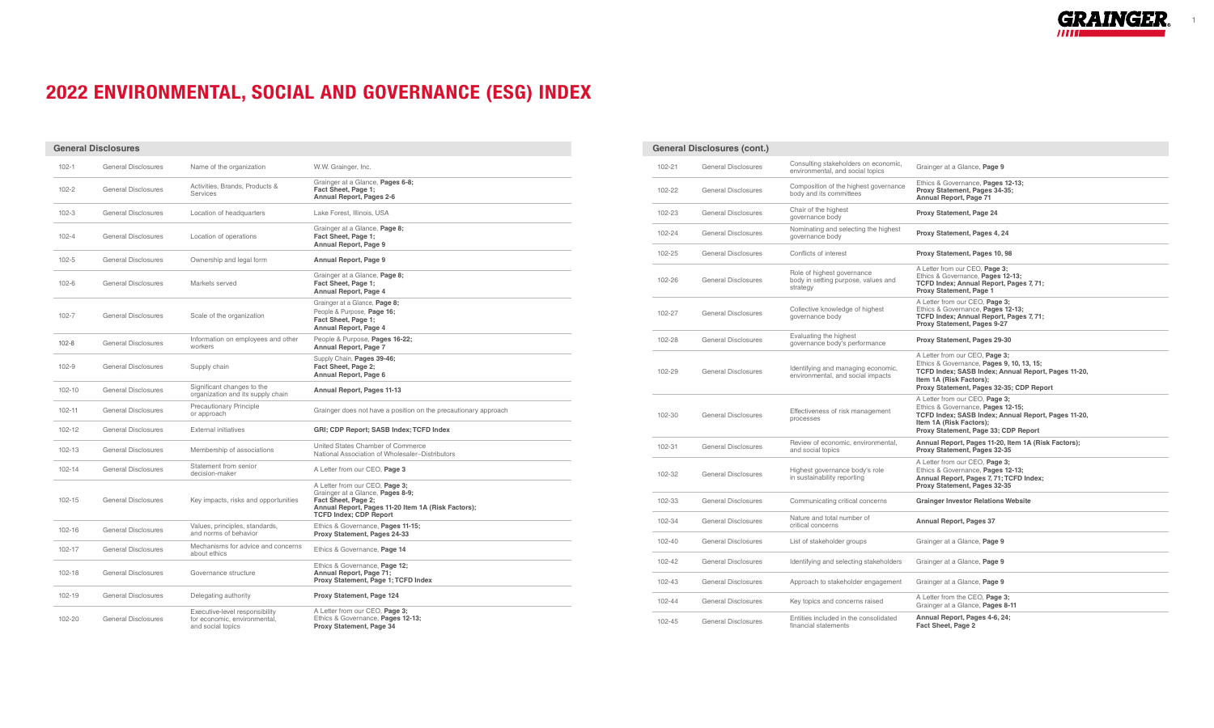# 2022 ENVIRONMENTAL, SOCIAL AND GOVERNANCE (ESG) INDEX

## General Disclosures

| | | | |
|---|---|---|---|
| 102-1 | General Disclosures | Name of the organization | W.W. Grainger, Inc. |
| 102-2 | General Disclosures | Activities, Brands, Products & Services | Grainger at a Glance, **Pages 6-8;** **Fact Sheet, Page 1;** **Annual Report, Pages 2-6** |
| 102-3 | General Disclosures | Location of headquarters | Lake Forest, Illinois, USA |
| 102-4 | General Disclosures | Location of operations | Grainger at a Glance, **Page 8;** **Fact Sheet, Page 1;** **Annual Report, Page 9** |
| 102-5 | General Disclosures | Ownership and legal form | **Annual Report, Page 9** |
| 102-6 | General Disclosures | Markets served | Grainger at a Glance, **Page 8;** **Fact Sheet, Page 1;** **Annual Report, Page 4** |
| 102-7 | General Disclosures | Scale of the organization | Grainger at a Glance, **Page 8;** People & Purpose, **Page 16;** **Fact Sheet, Page 1;** **Annual Report, Page 4** |
| 102-8 | General Disclosures | Information on employees and other workers | People & Purpose, **Pages 16-22;** **Annual Report, Page 7** |
| 102-9 | General Disclosures | Supply chain | Supply Chain, **Pages 39-46;** **Fact Sheet, Page 2;** **Annual Report, Page 6** |
| 102-10 | General Disclosures | Significant changes to the organization and its supply chain | **Annual Report, Pages 11-13** |
| 102-11 | General Disclosures | Precautionary Principle or approach | Grainger does not have a position on the precautionary approach |
| 102-12 | General Disclosures | External initiatives | **GRI; CDP Report; SASB Index; TCFD Index** |
| 102-13 | General Disclosures | Membership of associations | United States Chamber of Commerce National Association of Wholesaler–Distributors |
| 102-14 | General Disclosures | Statement from senior decision-maker | A Letter from our CEO, **Page 3** |
| 102-15 | General Disclosures | Key impacts, risks and opportunities | A Letter from our CEO, **Page 3;** Grainger at a Glance, **Pages 8-9;** **Fact Sheet, Page 2;** **Annual Report, Pages 11-20 Item 1A (Risk Factors);** **TCFD Index; CDP Report** |
| 102-16 | General Disclosures | Values, principles, standards, and norms of behavior | Ethics & Governance, **Pages 11-15;** **Proxy Statement, Pages 24-33** |
| 102-17 | General Disclosures | Mechanisms for advice and concerns about ethics | Ethics & Governance, **Page 14** |
| 102-18 | General Disclosures | Governance structure | Ethics & Governance, **Page 12;** **Annual Report, Page 71;** **Proxy Statement, Page 1; TCFD Index** |
| 102-19 | General Disclosures | Delegating authority | **Proxy Statement, Page 124** |
| 102-20 | General Disclosures | Executive-level responsibility for economic, environmental, and social topics | A Letter from our CEO, **Page 3;** Ethics & Governance, **Pages 12-13;** **Proxy Statement, Page 34** |

## General Disclosures (cont.)

| | | | |
|---|---|---|---|
| 102-21 | General Disclosures | Consulting stakeholders on economic, environmental, and social topics | Grainger at a Glance, **Page 9** |
| 102-22 | General Disclosures | Composition of the highest governance body and its committees | Ethics & Governance, **Pages 12-13;** **Proxy Statement, Pages 34-35;** **Annual Report, Page 71** |
| 102-23 | General Disclosures | Chair of the highest governance body | **Proxy Statement, Page 24** |
| 102-24 | General Disclosures | Nominating and selecting the highest governance body | **Proxy Statement, Pages 4, 24** |
| 102-25 | General Disclosures | Conflicts of interest | **Proxy Statement, Pages 10, 98** |
| 102-26 | General Disclosures | Role of highest governance body in setting purpose, values and strategy | A Letter from our CEO, **Page 3;** Ethics & Governance, **Pages 12-13;** **TCFD Index; Annual Report, Pages 7, 71;** **Proxy Statement, Page 1** |
| 102-27 | General Disclosures | Collective knowledge of highest governance body | A Letter from our CEO, **Page 3;** Ethics & Governance, **Pages 12-13;** **TCFD Index; Annual Report, Pages 7, 71;** **Proxy Statement, Pages 9-27** |
| 102-28 | General Disclosures | Evaluating the highest governance body's performance | **Proxy Statement, Pages 29-30** |
| 102-29 | General Disclosures | Identifying and managing economic, environmental, and social impacts | A Letter from our CEO, **Page 3;** Ethics & Governance, **Pages 9, 10, 13, 15;** **TCFD Index; SASB Index; Annual Report, Pages 11-20, Item 1A (Risk Factors);** **Proxy Statement, Pages 32-35; CDP Report** |
| 102-30 | General Disclosures | Effectiveness of risk management processes | A Letter from our CEO, **Page 3;** Ethics & Governance, **Pages 12-15;** **TCFD Index; SASB Index; Annual Report, Pages 11-20, Item 1A (Risk Factors);** **Proxy Statement, Page 33; CDP Report** |
| 102-31 | General Disclosures | Review of economic, environmental, and social topics | **Annual Report, Pages 11-20, Item 1A (Risk Factors);** **Proxy Statement, Pages 32-35** |
| 102-32 | General Disclosures | Highest governance body's role in sustainability reporting | A Letter from our CEO, **Page 3;** Ethics & Governance, **Pages 12-13;** **Annual Report, Pages 7, 71; TCFD Index;** **Proxy Statement, Pages 32-35** |
| 102-33 | General Disclosures | Communicating critical concerns | **Grainger Investor Relations Website** |
| 102-34 | General Disclosures | Nature and total number of critical concerns | **Annual Report, Pages 37** |
| 102-40 | General Disclosures | List of stakeholder groups | Grainger at a Glance, **Page 9** |
| 102-42 | General Disclosures | Identifying and selecting stakeholders | Grainger at a Glance, **Page 9** |
| 102-43 | General Disclosures | Approach to stakeholder engagement | Grainger at a Glance, **Page 9** |
| 102-44 | General Disclosures | Key topics and concerns raised | A Letter from the CEO, **Page 3;** Grainger at a Glance, **Pages 8-11** |
| 102-45 | General Disclosures | Entities included in the consolidated financial statements | **Annual Report, Pages 4-6, 24;** **Fact Sheet, Page 2** |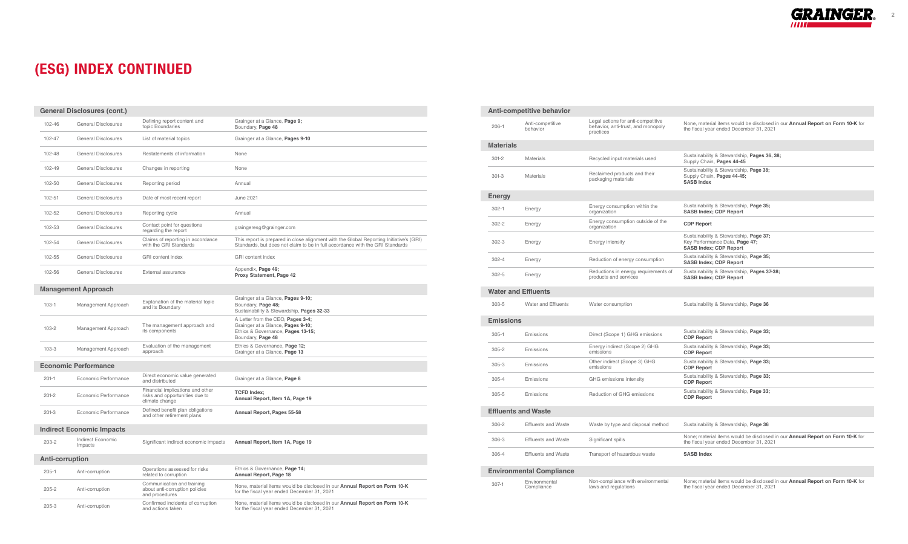# (ESG) INDEX CONTINUED

## General Disclosures (cont.)

| | | | |
|---|---|---|---|
| 102-46 | General Disclosures | Defining report content and topic Boundaries | Grainger at a Glance, **Page 9;** Boundary, **Page 48** |
| 102-47 | General Disclosures | List of material topics | Grainger at a Glance, **Pages 9-10** |
| 102-48 | General Disclosures | Restatements of information | None |
| 102-49 | General Disclosures | Changes in reporting | None |
| 102-50 | General Disclosures | Reporting period | Annual |
| 102-51 | General Disclosures | Date of most recent report | June 2021 |
| 102-52 | General Disclosures | Reporting cycle | Annual |
| 102-53 | General Disclosures | Contact point for questions regarding the report | graingeresg@grainger.com |
| 102-54 | General Disclosures | Claims of reporting in accordance with the GRI Standards | This report is prepared in close alignment with the Global Reporting Initiative's (GRI) Standards, but does not claim to be in full accordance with the GRI Standards |
| 102-55 | General Disclosures | GRI content index | GRI content index |
| 102-56 | General Disclosures | External assurance | Appendix, **Page 49; Proxy Statement, Page 42** |

## Management Approach

| | | | |
|---|---|---|---|
| 103-1 | Management Approach | Explanation of the material topic and its Boundary | Grainger at a Glance, **Pages 9-10;** Boundary, **Page 48;** Sustainability & Stewardship, **Pages 32-33** |
| 103-2 | Management Approach | The management approach and its components | A Letter from the CEO, **Pages 3-4;** Grainger at a Glance, **Pages 9-10;** Ethics & Governance, **Pages 13-15;** Boundary, **Page 48** |
| 103-3 | Management Approach | Evaluation of the management approach | Ethics & Governance, **Page 12;** Grainger at a Glance, **Page 13** |

## Economic Performance

| | | | |
|---|---|---|---|
| 201-1 | Economic Performance | Direct economic value generated and distributed | Grainger at a Glance, **Page 8** |
| 201-2 | Economic Performance | Financial implications and other risks and opportunities due to climate change | **TCFD Index; Annual Report, Item 1A, Page 19** |
| 201-3 | Economic Performance | Defined benefit plan obligations and other retirement plans | **Annual Report, Pages 55-58** |

## Indirect Economic Impacts

| | | | |
|---|---|---|---|
| 203-2 | Indirect Economic Impacts | Significant indirect economic impacts | **Annual Report, Item 1A, Page 19** |

## Anti-corruption

| | | | |
|---|---|---|---|
| 205-1 | Anti-corruption | Operations assessed for risks related to corruption | Ethics & Governance, **Page 14; Annual Report, Page 18** |
| 205-2 | Anti-corruption | Communication and training about anti-corruption policies and procedures | None, material items would be disclosed in our **Annual Report on Form 10-K** for the fiscal year ended December 31, 2021 |
| 205-3 | Anti-corruption | Confirmed incidents of corruption and actions taken | None, material items would be disclosed in our **Annual Report on Form 10-K** for the fiscal year ended December 31, 2021 |

## Anti-competitive behavior

| | | | |
|---|---|---|---|
| 206-1 | Anti-competitive behavior | Legal actions for anti-competitive behavior, anti-trust, and monopoly practices | None, material items would be disclosed in our **Annual Report on Form 10-K** for the fiscal year ended December 31, 2021 |

## Materials

| | | | |
|---|---|---|---|
| 301-2 | Materials | Recycled input materials used | Sustainability & Stewardship, **Pages 36, 38;** Supply Chain, **Pages 44-45** |
| 301-3 | Materials | Reclaimed products and their packaging materials | Sustainability & Stewardship, **Page 38;** Supply Chain, **Pages 44-45; SASB Index** |

## Energy

| | | | |
|---|---|---|---|
| 302-1 | Energy | Energy consumption within the organization | Sustainability & Stewardship, **Page 35; SASB Index; CDP Report** |
| 302-2 | Energy | Energy consumption outside of the organization | **CDP Report** |
| 302-3 | Energy | Energy intensity | Sustainability & Stewardship, **Page 37;** Key Performance Data, **Page 47; SASB Index; CDP Report** |
| 302-4 | Energy | Reduction of energy consumption | Sustainability & Stewardship, **Page 35; SASB Index; CDP Report** |
| 302-5 | Energy | Reductions in energy requirements of products and services | Sustainability & Stewardship, **Pages 37-38; SASB Index; CDP Report** |

## Water and Effluents

| | | | |
|---|---|---|---|
| 303-5 | Water and Effluents | Water consumption | Sustainability & Stewardship, **Page 36** |

## Emissions

| | | | |
|---|---|---|---|
| 305-1 | Emissions | Direct (Scope 1) GHG emissions | Sustainability & Stewardship, **Page 33; CDP Report** |
| 305-2 | Emissions | Energy indirect (Scope 2) GHG emissions | Sustainability & Stewardship, **Page 33; CDP Report** |
| 305-3 | Emissions | Other indirect (Scope 3) GHG emissions | Sustainability & Stewardship, **Page 33; CDP Report** |
| 305-4 | Emissions | GHG emissions intensity | Sustainability & Stewardship, **Page 33; CDP Report** |
| 305-5 | Emissions | Reduction of GHG emissions | Sustainability & Stewardship, **Page 33; CDP Report** |

## Effluents and Waste

| | | | |
|---|---|---|---|
| 306-2 | Effluents and Waste | Waste by type and disposal method | Sustainability & Stewardship, **Page 36** |
| 306-3 | Effluents and Waste | Significant spills | None; material items would be disclosed in our **Annual Report on Form 10-K** for the fiscal year ended December 31, 2021 |
| 306-4 | Effluents and Waste | Transport of hazardous waste | **SASB Index** |

## Environmental Compliance

| | | | |
|---|---|---|---|
| 307-1 | Environmental Compliance | Non-compliance with environmental laws and regulations | None; material items would be disclosed in our **Annual Report on Form 10-K** for the fiscal year ended December 31, 2021 |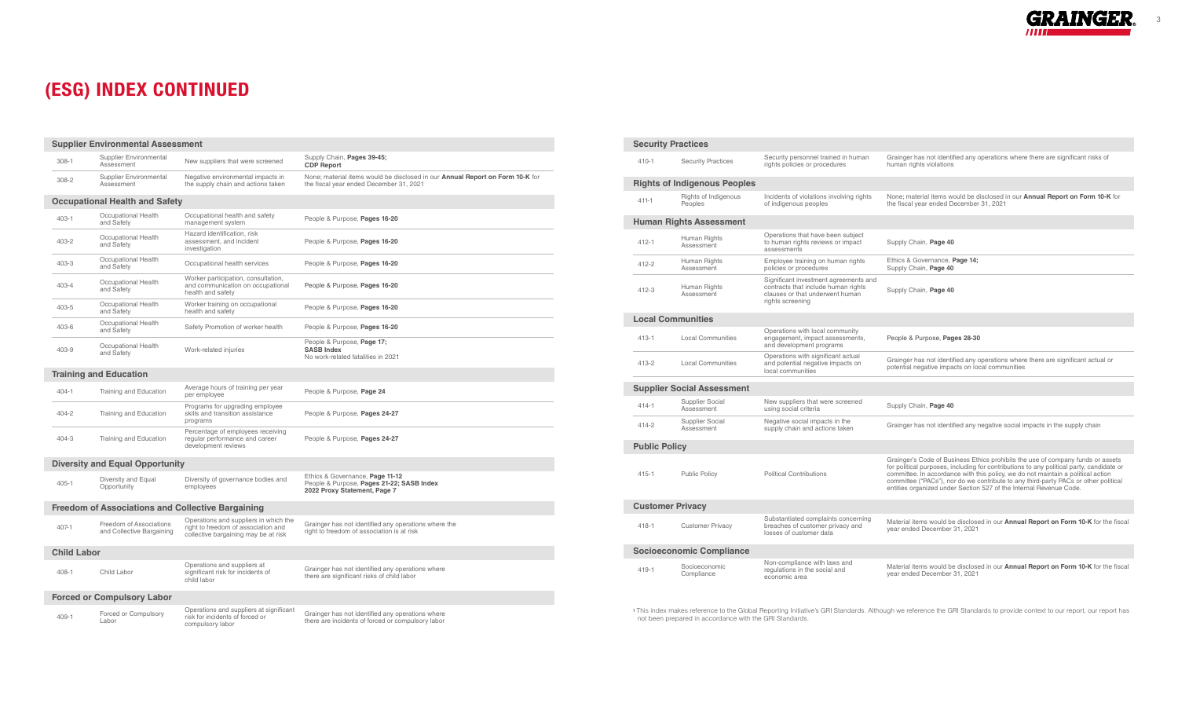# (ESG) INDEX CONTINUED

| | | | |
|---|---|---|---|
| **Supplier Environmental Assessment** | | | |
| 308-1 | Supplier Environmental Assessment | New suppliers that were screened | Supply Chain, **Pages 39-45; CDP Report** |
| 308-2 | Supplier Environmental Assessment | Negative environmental impacts in the supply chain and actions taken | None; material items would be disclosed in our **Annual Report on Form 10-K** for the fiscal year ended December 31, 2021 |
| **Occupational Health and Safety** | | | |
| 403-1 | Occupational Health and Safety | Occupational health and safety management system | People & Purpose, **Pages 16-20** |
| 403-2 | Occupational Health and Safety | Hazard identification, risk assessment, and incident investigation | People & Purpose, **Pages 16-20** |
| 403-3 | Occupational Health and Safety | Occupational health services | People & Purpose, **Pages 16-20** |
| 403-4 | Occupational Health and Safety | Worker participation, consultation, and communication on occupational health and safety | People & Purpose, **Pages 16-20** |
| 403-5 | Occupational Health and Safety | Worker training on occupational health and safety | People & Purpose, **Pages 16-20** |
| 403-6 | Occupational Health and Safety | Safety Promotion of worker health | People & Purpose, **Pages 16-20** |
| 403-9 | Occupational Health and Safety | Work-related injuries | People & Purpose, **Page 17; SASB Index** No work-related fatalities in 2021 |
| **Training and Education** | | | |
| 404-1 | Training and Education | Average hours of training per year per employee | People & Purpose, **Page 24** |
| 404-2 | Training and Education | Programs for upgrading employee skills and transition assistance programs | People & Purpose, **Pages 24-27** |
| 404-3 | Training and Education | Percentage of employees receiving regular performance and career development reviews | People & Purpose, **Pages 24-27** |
| **Diversity and Equal Opportunity** | | | |
| 405-1 | Diversity and Equal Opportunity | Diversity of governance bodies and employees | Ethics & Governance, **Page 11-12** People & Purpose, **Pages 21-22; SASB Index 2022 Proxy Statement, Page 7** |
| **Freedom of Associations and Collective Bargaining** | | | |
| 407-1 | Freedom of Associations and Collective Bargaining | Operations and suppliers in which the right to freedom of association and collective bargaining may be at risk | Grainger has not identified any operations where the right to freedom of association is at risk |
| **Child Labor** | | | |
| 408-1 | Child Labor | Operations and suppliers at significant risk for incidents of child labor | Grainger has not identified any operations where there are significant risks of child labor |
| **Forced or Compulsory Labor** | | | |
| 409-1 | Forced or Compulsory Labor | Operations and suppliers at significant risk for incidents of forced or compulsory labor | Grainger has not identified any operations where there are incidents of forced or compulsory labor |

| | | | |
|---|---|---|---|
| **Security Practices** | | | |
| 410-1 | Security Practices | Security personnel trained in human rights policies or procedures | Grainger has not identified any operations where there are significant risks of human rights violations |
| **Rights of Indigenous Peoples** | | | |
| 411-1 | Rights of Indigenous Peoples | Incidents of violations involving rights of indigenous peoples | None; material items would be disclosed in our **Annual Report on Form 10-K** for the fiscal year ended December 31, 2021 |
| **Human Rights Assessment** | | | |
| 412-1 | Human Rights Assessment | Operations that have been subject to human rights reviews or impact assessments | Supply Chain, **Page 40** |
| 412-2 | Human Rights Assessment | Employee training on human rights policies or procedures | Ethics & Governance, **Page 14;** Supply Chain, **Page 40** |
| 412-3 | Human Rights Assessment | Significant investment agreements and contracts that include human rights clauses or that underwent human rights screening | Supply Chain, **Page 40** |
| **Local Communities** | | | |
| 413-1 | Local Communities | Operations with local community engagement, impact assessments, and development programs | People & Purpose, **Pages 28-30** |
| 413-2 | Local Communities | Operations with significant actual and potential negative impacts on local communities | Grainger has not identified any operations where there are significant actual or potential negative impacts on local communities |
| **Supplier Social Assessment** | | | |
| 414-1 | Supplier Social Assessment | New suppliers that were screened using social criteria | Supply Chain, **Page 40** |
| 414-2 | Supplier Social Assessment | Negative social impacts in the supply chain and actions taken | Grainger has not identified any negative social impacts in the supply chain |
| **Public Policy** | | | |
| 415-1 | Public Policy | Political Contributions | Grainger's Code of Business Ethics prohibits the use of company funds or assets for political purposes, including for contributions to any political party, candidate or committee. In accordance with this policy, we do not maintain a political action committee ("PACs"), nor do we contribute to any third-party PACs or other political entities organized under Section 527 of the Internal Revenue Code. |
| **Customer Privacy** | | | |
| 418-1 | Customer Privacy | Substantiated complaints concerning breaches of customer privacy and losses of customer data | Material items would be disclosed in our **Annual Report on Form 10-K** for the fiscal year ended December 31, 2021 |
| **Socioeconomic Compliance** | | | |
| 419-1 | Socioeconomic Compliance | Non-compliance with laws and regulations in the social and economic area | Material items would be disclosed in our **Annual Report on Form 10-K** for the fiscal year ended December 31, 2021 |

[1] This index makes reference to the Global Reporting Initiative's GRI Standards. Although we reference the GRI Standards to provide context to our report, our report has not been prepared in accordance with the GRI Standards.